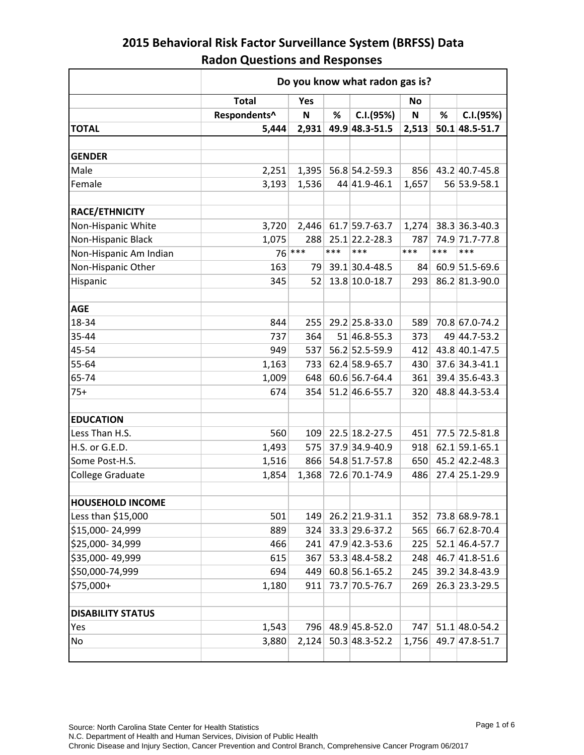# 2015 Behavioral Risk Factor Surveillance System (BRFSS) Data
## Radon Questions and Responses

| | Do you know what radon gas is? | | | | | | |
|---|---|---|---|---|---|---|---|
| | Total | Yes | | | No | | |
| | Respondents^ | N | % | C.I.(95%) | N | % | C.I.(95%) |
| **TOTAL** | **5,444** | **2,931** | **49.9** | **48.3-51.5** | **2,513** | **50.1** | **48.5-51.7** |
| | | | | | | | |
| **GENDER** | | | | | | | |
| Male | 2,251 | 1,395 | 56.8 | 54.2-59.3 | 856 | 43.2 | 40.7-45.8 |
| Female | 3,193 | 1,536 | 44 | 41.9-46.1 | 1,657 | 56 | 53.9-58.1 |
| | | | | | | | |
| **RACE/ETHNICITY** | | | | | | | |
| Non-Hispanic White | 3,720 | 2,446 | 61.7 | 59.7-63.7 | 1,274 | 38.3 | 36.3-40.3 |
| Non-Hispanic Black | 1,075 | 288 | 25.1 | 22.2-28.3 | 787 | 74.9 | 71.7-77.8 |
| Non-Hispanic Am Indian | 76 | *** | *** | *** | *** | *** | *** |
| Non-Hispanic Other | 163 | 79 | 39.1 | 30.4-48.5 | 84 | 60.9 | 51.5-69.6 |
| Hispanic | 345 | 52 | 13.8 | 10.0-18.7 | 293 | 86.2 | 81.3-90.0 |
| | | | | | | | |
| **AGE** | | | | | | | |
| 18-34 | 844 | 255 | 29.2 | 25.8-33.0 | 589 | 70.8 | 67.0-74.2 |
| 35-44 | 737 | 364 | 51 | 46.8-55.3 | 373 | 49 | 44.7-53.2 |
| 45-54 | 949 | 537 | 56.2 | 52.5-59.9 | 412 | 43.8 | 40.1-47.5 |
| 55-64 | 1,163 | 733 | 62.4 | 58.9-65.7 | 430 | 37.6 | 34.3-41.1 |
| 65-74 | 1,009 | 648 | 60.6 | 56.7-64.4 | 361 | 39.4 | 35.6-43.3 |
| 75+ | 674 | 354 | 51.2 | 46.6-55.7 | 320 | 48.8 | 44.3-53.4 |
| | | | | | | | |
| **EDUCATION** | | | | | | | |
| Less Than H.S. | 560 | 109 | 22.5 | 18.2-27.5 | 451 | 77.5 | 72.5-81.8 |
| H.S. or G.E.D. | 1,493 | 575 | 37.9 | 34.9-40.9 | 918 | 62.1 | 59.1-65.1 |
| Some Post-H.S. | 1,516 | 866 | 54.8 | 51.7-57.8 | 650 | 45.2 | 42.2-48.3 |
| College Graduate | 1,854 | 1,368 | 72.6 | 70.1-74.9 | 486 | 27.4 | 25.1-29.9 |
| | | | | | | | |
| **HOUSEHOLD INCOME** | | | | | | | |
| Less than $15,000 | 501 | 149 | 26.2 | 21.9-31.1 | 352 | 73.8 | 68.9-78.1 |
| $15,000- 24,999 | 889 | 324 | 33.3 | 29.6-37.2 | 565 | 66.7 | 62.8-70.4 |
| $25,000- 34,999 | 466 | 241 | 47.9 | 42.3-53.6 | 225 | 52.1 | 46.4-57.7 |
| $35,000- 49,999 | 615 | 367 | 53.3 | 48.4-58.2 | 248 | 46.7 | 41.8-51.6 |
| $50,000-74,999 | 694 | 449 | 60.8 | 56.1-65.2 | 245 | 39.2 | 34.8-43.9 |
| $75,000+ | 1,180 | 911 | 73.7 | 70.5-76.7 | 269 | 26.3 | 23.3-29.5 |
| | | | | | | | |
| **DISABILITY STATUS** | | | | | | | |
| Yes | 1,543 | 796 | 48.9 | 45.8-52.0 | 747 | 51.1 | 48.0-54.2 |
| No | 3,880 | 2,124 | 50.3 | 48.3-52.2 | 1,756 | 49.7 | 47.8-51.7 |

Source: North Carolina State Center for Health Statistics
N.C. Department of Health and Human Services, Division of Public Health
Chronic Disease and Injury Section, Cancer Prevention and Control Branch, Comprehensive Cancer Program 06/2017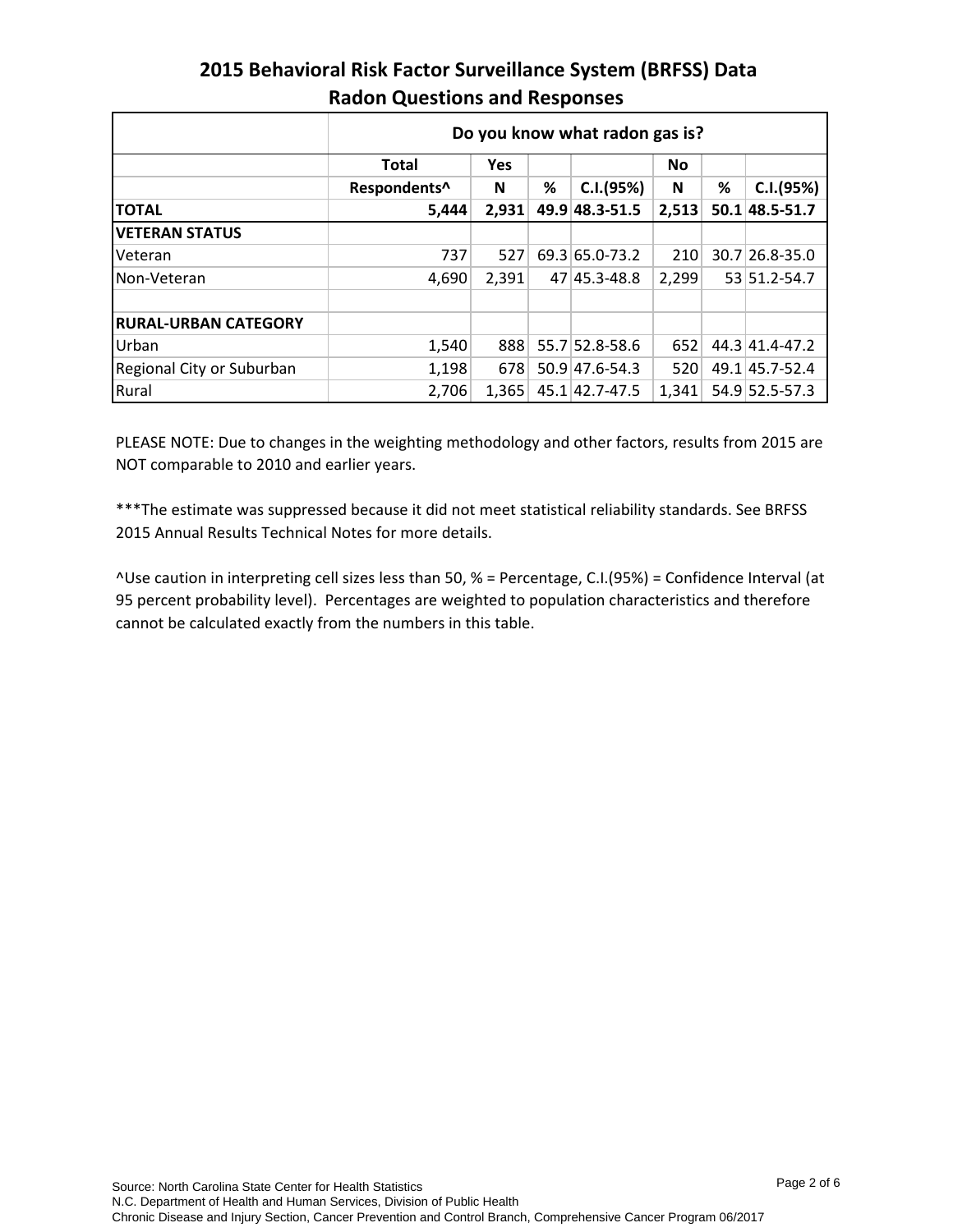# 2015 Behavioral Risk Factor Surveillance System (BRFSS) Data
## Radon Questions and Responses

| | Do you know what radon gas is? | | | | | | |
|---|---|---|---|---|---|---|---|
| | **Total** | **Yes** | | | **No** | | |
| | **Respondents^** | **N** | **%** | **C.I.(95%)** | **N** | **%** | **C.I.(95%)** |
| **TOTAL** | **5,444** | **2,931** | **49.9** | **48.3-51.5** | **2,513** | **50.1** | **48.5-51.7** |
| **VETERAN STATUS** | | | | | | | |
| Veteran | 737 | 527 | 69.3 | 65.0-73.2 | 210 | 30.7 | 26.8-35.0 |
| Non-Veteran | 4,690 | 2,391 | 47 | 45.3-48.8 | 2,299 | 53 | 51.2-54.7 |
| | | | | | | | |
| **RURAL-URBAN CATEGORY** | | | | | | | |
| Urban | 1,540 | 888 | 55.7 | 52.8-58.6 | 652 | 44.3 | 41.4-47.2 |
| Regional City or Suburban | 1,198 | 678 | 50.9 | 47.6-54.3 | 520 | 49.1 | 45.7-52.4 |
| Rural | 2,706 | 1,365 | 45.1 | 42.7-47.5 | 1,341 | 54.9 | 52.5-57.3 |

PLEASE NOTE: Due to changes in the weighting methodology and other factors, results from 2015 are NOT comparable to 2010 and earlier years.

***The estimate was suppressed because it did not meet statistical reliability standards. See BRFSS 2015 Annual Results Technical Notes for more details.

^Use caution in interpreting cell sizes less than 50, % = Percentage, C.I.(95%) = Confidence Interval (at 95 percent probability level). Percentages are weighted to population characteristics and therefore cannot be calculated exactly from the numbers in this table.

Source: North Carolina State Center for Health Statistics
N.C. Department of Health and Human Services, Division of Public Health
Chronic Disease and Injury Section, Cancer Prevention and Control Branch, Comprehensive Cancer Program 06/2017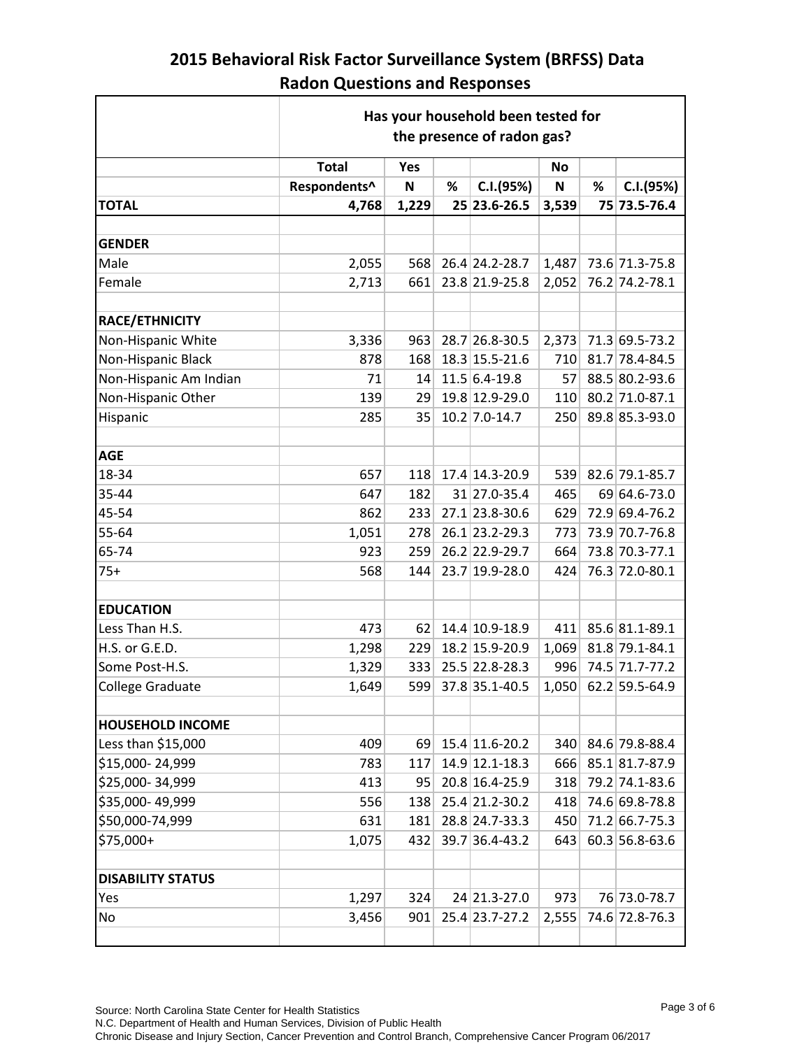# 2015 Behavioral Risk Factor Surveillance System (BRFSS) Data
## Radon Questions and Responses

| | Has your household been tested for the presence of radon gas? | | | | | | |
|---|---|---|---|---|---|---|---|
| | **Total** | **Yes** | | | **No** | | |
| | **Respondents^** | **N** | **%** | **C.I.(95%)** | **N** | **%** | **C.I.(95%)** |
| **TOTAL** | **4,768** | **1,229** | **25** | **23.6-26.5** | **3,539** | **75** | **73.5-76.4** |
| | | | | | | | |
| **GENDER** | | | | | | | |
| Male | 2,055 | 568 | 26.4 | 24.2-28.7 | 1,487 | 73.6 | 71.3-75.8 |
| Female | 2,713 | 661 | 23.8 | 21.9-25.8 | 2,052 | 76.2 | 74.2-78.1 |
| | | | | | | | |
| **RACE/ETHNICITY** | | | | | | | |
| Non-Hispanic White | 3,336 | 963 | 28.7 | 26.8-30.5 | 2,373 | 71.3 | 69.5-73.2 |
| Non-Hispanic Black | 878 | 168 | 18.3 | 15.5-21.6 | 710 | 81.7 | 78.4-84.5 |
| Non-Hispanic Am Indian | 71 | 14 | 11.5 | 6.4-19.8 | 57 | 88.5 | 80.2-93.6 |
| Non-Hispanic Other | 139 | 29 | 19.8 | 12.9-29.0 | 110 | 80.2 | 71.0-87.1 |
| Hispanic | 285 | 35 | 10.2 | 7.0-14.7 | 250 | 89.8 | 85.3-93.0 |
| | | | | | | | |
| **AGE** | | | | | | | |
| 18-34 | 657 | 118 | 17.4 | 14.3-20.9 | 539 | 82.6 | 79.1-85.7 |
| 35-44 | 647 | 182 | 31 | 27.0-35.4 | 465 | 69 | 64.6-73.0 |
| 45-54 | 862 | 233 | 27.1 | 23.8-30.6 | 629 | 72.9 | 69.4-76.2 |
| 55-64 | 1,051 | 278 | 26.1 | 23.2-29.3 | 773 | 73.9 | 70.7-76.8 |
| 65-74 | 923 | 259 | 26.2 | 22.9-29.7 | 664 | 73.8 | 70.3-77.1 |
| 75+ | 568 | 144 | 23.7 | 19.9-28.0 | 424 | 76.3 | 72.0-80.1 |
| | | | | | | | |
| **EDUCATION** | | | | | | | |
| Less Than H.S. | 473 | 62 | 14.4 | 10.9-18.9 | 411 | 85.6 | 81.1-89.1 |
| H.S. or G.E.D. | 1,298 | 229 | 18.2 | 15.9-20.9 | 1,069 | 81.8 | 79.1-84.1 |
| Some Post-H.S. | 1,329 | 333 | 25.5 | 22.8-28.3 | 996 | 74.5 | 71.7-77.2 |
| College Graduate | 1,649 | 599 | 37.8 | 35.1-40.5 | 1,050 | 62.2 | 59.5-64.9 |
| | | | | | | | |
| **HOUSEHOLD INCOME** | | | | | | | |
| Less than $15,000 | 409 | 69 | 15.4 | 11.6-20.2 | 340 | 84.6 | 79.8-88.4 |
| $15,000- 24,999 | 783 | 117 | 14.9 | 12.1-18.3 | 666 | 85.1 | 81.7-87.9 |
| $25,000- 34,999 | 413 | 95 | 20.8 | 16.4-25.9 | 318 | 79.2 | 74.1-83.6 |
| $35,000- 49,999 | 556 | 138 | 25.4 | 21.2-30.2 | 418 | 74.6 | 69.8-78.8 |
| $50,000-74,999 | 631 | 181 | 28.8 | 24.7-33.3 | 450 | 71.2 | 66.7-75.3 |
| $75,000+ | 1,075 | 432 | 39.7 | 36.4-43.2 | 643 | 60.3 | 56.8-63.6 |
| | | | | | | | |
| **DISABILITY STATUS** | | | | | | | |
| Yes | 1,297 | 324 | 24 | 21.3-27.0 | 973 | 76 | 73.0-78.7 |
| No | 3,456 | 901 | 25.4 | 23.7-27.2 | 2,555 | 74.6 | 72.8-76.3 |

Source: North Carolina State Center for Health Statistics
N.C. Department of Health and Human Services, Division of Public Health
Chronic Disease and Injury Section, Cancer Prevention and Control Branch, Comprehensive Cancer Program 06/2017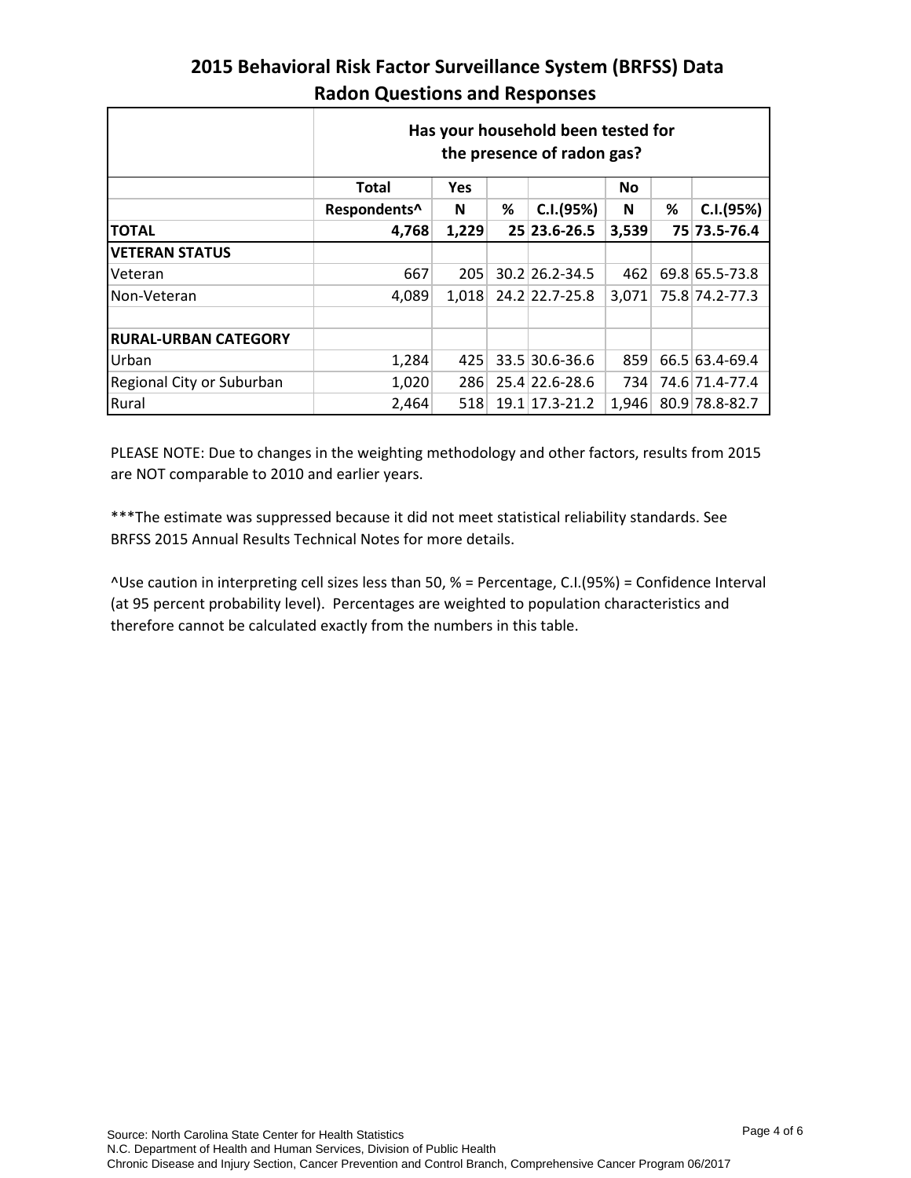# 2015 Behavioral Risk Factor Surveillance System (BRFSS) Data
## Radon Questions and Responses

| | Has your household been tested for the presence of radon gas? | | | | | | |
|---|---|---|---|---|---|---|---|
| | **Total** | **Yes** | | | **No** | | |
| | **Respondents^** | **N** | **%** | **C.I.(95%)** | **N** | **%** | **C.I.(95%)** |
| **TOTAL** | **4,768** | **1,229** | **25** | **23.6-26.5** | **3,539** | **75** | **73.5-76.4** |
| **VETERAN STATUS** | | | | | | | |
| Veteran | 667 | 205 | 30.2 | 26.2-34.5 | 462 | 69.8 | 65.5-73.8 |
| Non-Veteran | 4,089 | 1,018 | 24.2 | 22.7-25.8 | 3,071 | 75.8 | 74.2-77.3 |
| | | | | | | | |
| **RURAL-URBAN CATEGORY** | | | | | | | |
| Urban | 1,284 | 425 | 33.5 | 30.6-36.6 | 859 | 66.5 | 63.4-69.4 |
| Regional City or Suburban | 1,020 | 286 | 25.4 | 22.6-28.6 | 734 | 74.6 | 71.4-77.4 |
| Rural | 2,464 | 518 | 19.1 | 17.3-21.2 | 1,946 | 80.9 | 78.8-82.7 |

PLEASE NOTE: Due to changes in the weighting methodology and other factors, results from 2015 are NOT comparable to 2010 and earlier years.

***The estimate was suppressed because it did not meet statistical reliability standards. See BRFSS 2015 Annual Results Technical Notes for more details.

^Use caution in interpreting cell sizes less than 50, % = Percentage, C.I.(95%) = Confidence Interval (at 95 percent probability level). Percentages are weighted to population characteristics and therefore cannot be calculated exactly from the numbers in this table.

Source: North Carolina State Center for Health Statistics
N.C. Department of Health and Human Services, Division of Public Health
Chronic Disease and Injury Section, Cancer Prevention and Control Branch, Comprehensive Cancer Program 06/2017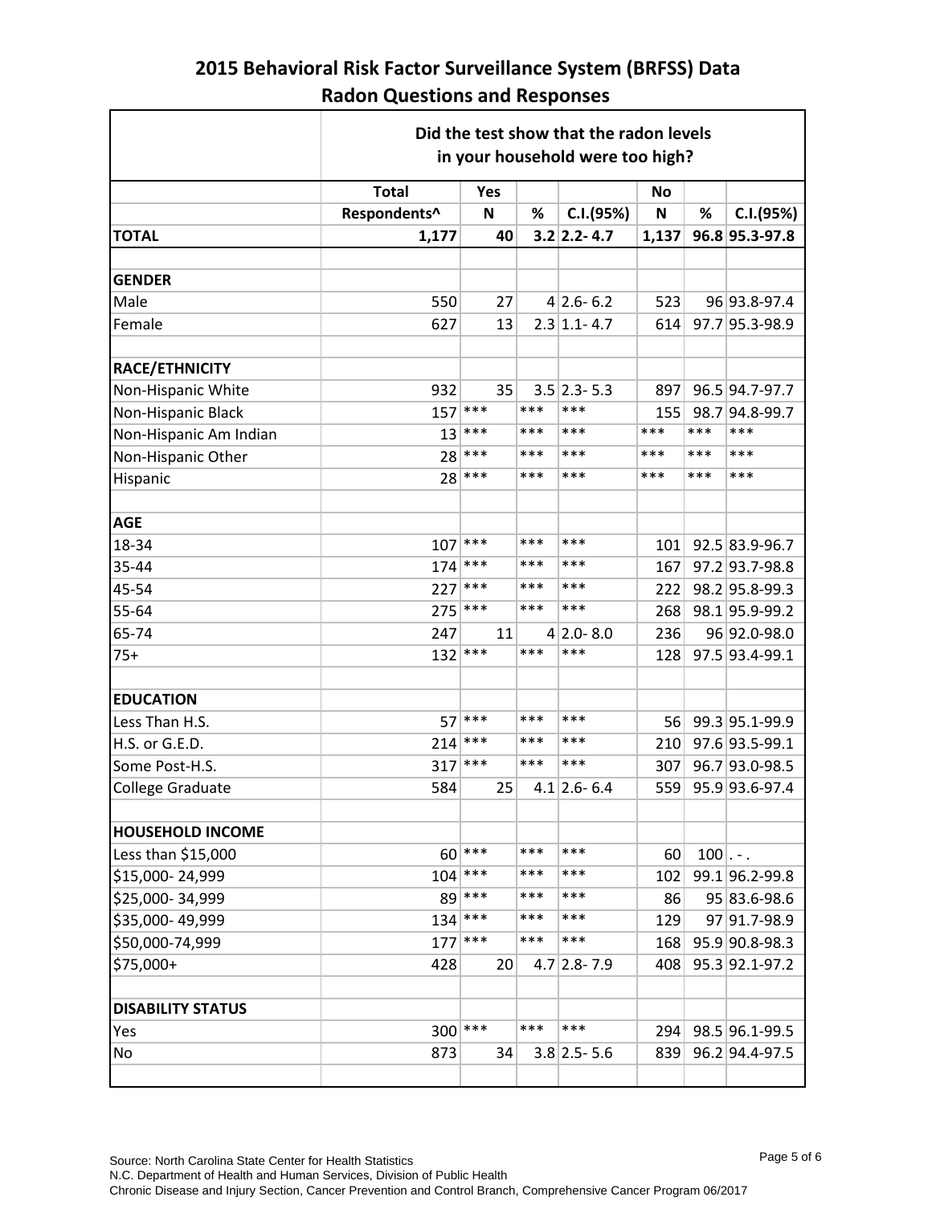# 2015 Behavioral Risk Factor Surveillance System (BRFSS) Data
## Radon Questions and Responses

| | Did the test show that the radon levels in your household were too high? | | | | | | |
|---|---|---|---|---|---|---|---|
| | **Total** | **Yes** | | | **No** | | |
| | **Respondents^** | **N** | **%** | **C.I.(95%)** | **N** | **%** | **C.I.(95%)** |
| **TOTAL** | **1,177** | **40** | **3.2** | **2.2- 4.7** | **1,137** | **96.8** | **95.3-97.8** |
| | | | | | | | |
| **GENDER** | | | | | | | |
| Male | 550 | 27 | 4 | 2.6- 6.2 | 523 | 96 | 93.8-97.4 |
| Female | 627 | 13 | 2.3 | 1.1- 4.7 | 614 | 97.7 | 95.3-98.9 |
| | | | | | | | |
| **RACE/ETHNICITY** | | | | | | | |
| Non-Hispanic White | 932 | 35 | 3.5 | 2.3- 5.3 | 897 | 96.5 | 94.7-97.7 |
| Non-Hispanic Black | 157 | *** | *** | *** | 155 | 98.7 | 94.8-99.7 |
| Non-Hispanic Am Indian | 13 | *** | *** | *** | *** | *** | *** |
| Non-Hispanic Other | 28 | *** | *** | *** | *** | *** | *** |
| Hispanic | 28 | *** | *** | *** | *** | *** | *** |
| | | | | | | | |
| **AGE** | | | | | | | |
| 18-34 | 107 | *** | *** | *** | 101 | 92.5 | 83.9-96.7 |
| 35-44 | 174 | *** | *** | *** | 167 | 97.2 | 93.7-98.8 |
| 45-54 | 227 | *** | *** | *** | 222 | 98.2 | 95.8-99.3 |
| 55-64 | 275 | *** | *** | *** | 268 | 98.1 | 95.9-99.2 |
| 65-74 | 247 | 11 | 4 | 2.0- 8.0 | 236 | 96 | 92.0-98.0 |
| 75+ | 132 | *** | *** | *** | 128 | 97.5 | 93.4-99.1 |
| | | | | | | | |
| **EDUCATION** | | | | | | | |
| Less Than H.S. | 57 | *** | *** | *** | 56 | 99.3 | 95.1-99.9 |
| H.S. or G.E.D. | 214 | *** | *** | *** | 210 | 97.6 | 93.5-99.1 |
| Some Post-H.S. | 317 | *** | *** | *** | 307 | 96.7 | 93.0-98.5 |
| College Graduate | 584 | 25 | 4.1 | 2.6- 6.4 | 559 | 95.9 | 93.6-97.4 |
| | | | | | | | |
| **HOUSEHOLD INCOME** | | | | | | | |
| Less than $15,000 | 60 | *** | *** | *** | 60 | 100 | . - . |
| $15,000- 24,999 | 104 | *** | *** | *** | 102 | 99.1 | 96.2-99.8 |
| $25,000- 34,999 | 89 | *** | *** | *** | 86 | 95 | 83.6-98.6 |
| $35,000- 49,999 | 134 | *** | *** | *** | 129 | 97 | 91.7-98.9 |
| $50,000-74,999 | 177 | *** | *** | *** | 168 | 95.9 | 90.8-98.3 |
| $75,000+ | 428 | 20 | 4.7 | 2.8- 7.9 | 408 | 95.3 | 92.1-97.2 |
| | | | | | | | |
| **DISABILITY STATUS** | | | | | | | |
| Yes | 300 | *** | *** | *** | 294 | 98.5 | 96.1-99.5 |
| No | 873 | 34 | 3.8 | 2.5- 5.6 | 839 | 96.2 | 94.4-97.5 |

Source: North Carolina State Center for Health Statistics
N.C. Department of Health and Human Services, Division of Public Health
Chronic Disease and Injury Section, Cancer Prevention and Control Branch, Comprehensive Cancer Program 06/2017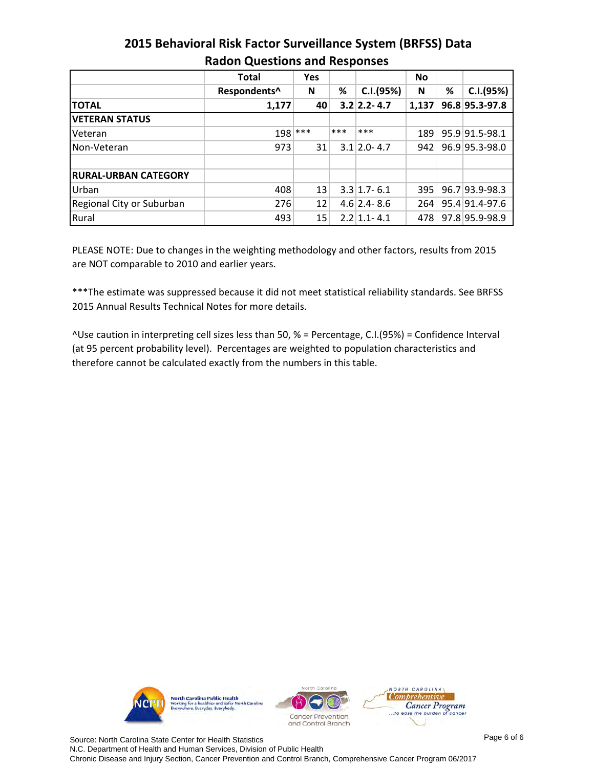# 2015 Behavioral Risk Factor Surveillance System (BRFSS) Data

## Radon Questions and Responses

| | Total | Yes | | | No | | |
|---|---|---|---|---|---|---|---|
| | Respondents^ | N | % | C.I.(95%) | N | % | C.I.(95%) |
| **TOTAL** | **1,177** | **40** | **3.2** | **2.2- 4.7** | **1,137** | **96.8** | **95.3-97.8** |
| **VETERAN STATUS** | | | | | | | |
| Veteran | 198 | *** | *** | *** | 189 | 95.9 | 91.5-98.1 |
| Non-Veteran | 973 | 31 | 3.1 | 2.0- 4.7 | 942 | 96.9 | 95.3-98.0 |
| | | | | | | | |
| **RURAL-URBAN CATEGORY** | | | | | | | |
| Urban | 408 | 13 | 3.3 | 1.7- 6.1 | 395 | 96.7 | 93.9-98.3 |
| Regional City or Suburban | 276 | 12 | 4.6 | 2.4- 8.6 | 264 | 95.4 | 91.4-97.6 |
| Rural | 493 | 15 | 2.2 | 1.1- 4.1 | 478 | 97.8 | 95.9-98.9 |

PLEASE NOTE: Due to changes in the weighting methodology and other factors, results from 2015 are NOT comparable to 2010 and earlier years.

***The estimate was suppressed because it did not meet statistical reliability standards. See BRFSS 2015 Annual Results Technical Notes for more details.

^Use caution in interpreting cell sizes less than 50, % = Percentage, C.I.(95%) = Confidence Interval (at 95 percent probability level). Percentages are weighted to population characteristics and therefore cannot be calculated exactly from the numbers in this table.

North Carolina Public Health
Working for a healthier and safer North Carolina
Everywhere. Everyday. Everybody.

North Carolina Cancer Prevention and Control Branch

North Carolina Comprehensive Cancer Program ...to ease the burden of cancer

Source: North Carolina State Center for Health Statistics
N.C. Department of Health and Human Services, Division of Public Health
Chronic Disease and Injury Section, Cancer Prevention and Control Branch, Comprehensive Cancer Program 06/2017